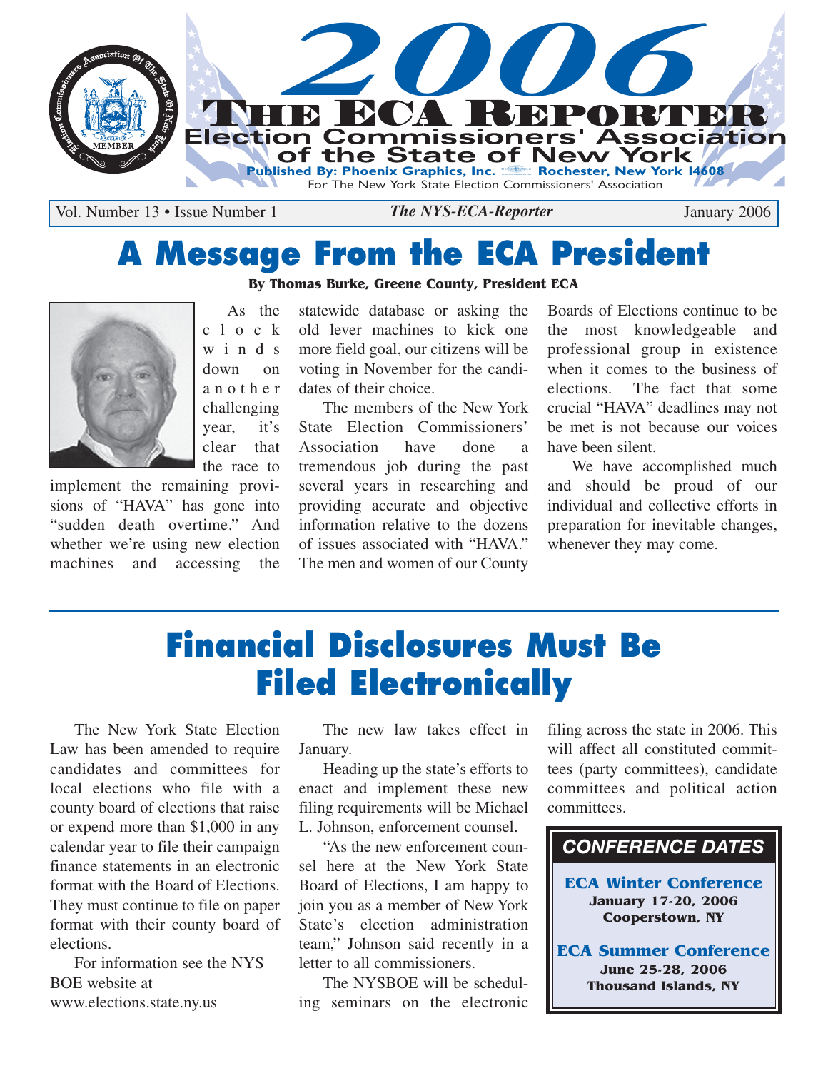# 2006 THE ECA REPORTER

## Election Commissioners' Association of the State of New York

**Published By: Phoenix Graphics, Inc. Rochester, New York 14608**

For The New York State Election Commissioners' Association

Vol. Number 13 • Issue Number 1 *The NYS-ECA-Reporter* January 2006

# A Message From the ECA President

**By Thomas Burke, Greene County, President ECA**

As the clock winds down on another challenging year, it's clear that the race to implement the remaining provisions of "HAVA" has gone into "sudden death overtime." And whether we're using new election machines and accessing the statewide database or asking the old lever machines to kick one more field goal, our citizens will be voting in November for the candidates of their choice.

The members of the New York State Election Commissioners' Association have done a tremendous job during the past several years in researching and providing accurate and objective information relative to the dozens of issues associated with "HAVA." The men and women of our County Boards of Elections continue to be the most knowledgeable and professional group in existence when it comes to the business of elections. The fact that some crucial "HAVA" deadlines may not be met is not because our voices have been silent.

We have accomplished much and should be proud of our individual and collective efforts in preparation for inevitable changes, whenever they may come.

# Financial Disclosures Must Be Filed Electronically

The New York State Election Law has been amended to require candidates and committees for local elections who file with a county board of elections that raise or expend more than $1,000 in any calendar year to file their campaign finance statements in an electronic format with the Board of Elections. They must continue to file on paper format with their county board of elections.

For information see the NYS BOE website at www.elections.state.ny.us

The new law takes effect in January.

Heading up the state's efforts to enact and implement these new filing requirements will be Michael L. Johnson, enforcement counsel.

"As the new enforcement counsel here at the New York State Board of Elections, I am happy to join you as a member of New York State's election administration team," Johnson said recently in a letter to all commissioners.

The NYSBOE will be scheduling seminars on the electronic filing across the state in 2006. This will affect all constituted committees (party committees), candidate committees and political action committees.

### CONFERENCE DATES

**ECA Winter Conference**
**January 17-20, 2006**
**Cooperstown, NY**

**ECA Summer Conference**
**June 25-28, 2006**
**Thousand Islands, NY**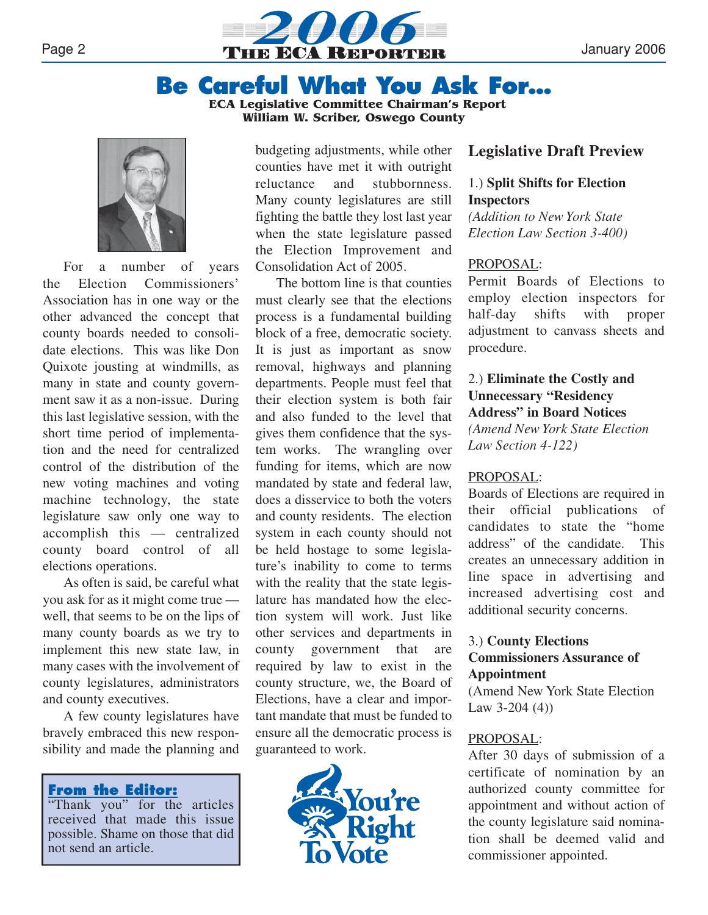# Be Careful What You Ask For...

**ECA Legislative Committee Chairman's Report**
**William W. Scriber, Oswego County**

For a number of years the Election Commissioners' Association has in one way or the other advanced the concept that county boards needed to consolidate elections. This was like Don Quixote jousting at windmills, as many in state and county government saw it as a non-issue. During this last legislative session, with the short time period of implementation and the need for centralized control of the distribution of the new voting machines and voting machine technology, the state legislature saw only one way to accomplish this — centralized county board control of all elections operations.

As often is said, be careful what you ask for as it might come true — well, that seems to be on the lips of many county boards as we try to implement this new state law, in many cases with the involvement of county legislatures, administrators and county executives.

A few county legislatures have bravely embraced this new responsibility and made the planning and budgeting adjustments, while other counties have met it with outright reluctance and stubbornness. Many county legislatures are still fighting the battle they lost last year when the state legislature passed the Election Improvement and Consolidation Act of 2005.

The bottom line is that counties must clearly see that the elections process is a fundamental building block of a free, democratic society. It is just as important as snow removal, highways and planning departments. People must feel that their election system is both fair and also funded to the level that gives them confidence that the system works. The wrangling over funding for items, which are now mandated by state and federal law, does a disservice to both the voters and county residents. The election system in each county should not be held hostage to some legislature's inability to come to terms with the reality that the state legislature has mandated how the election system will work. Just like other services and departments in county government that are required by law to exist in the county structure, we, the Board of Elections, have a clear and important mandate that must be funded to ensure all the democratic process is guaranteed to work.

**From the Editor:**
"Thank you" for the articles received that made this issue possible. Shame on those that did not send an article.

## Legislative Draft Preview

1.) **Split Shifts for Election Inspectors**
*(Addition to New York State Election Law Section 3-400)*

PROPOSAL:
Permit Boards of Elections to employ election inspectors for half-day shifts with proper adjustment to canvass sheets and procedure.

2.) **Eliminate the Costly and Unnecessary "Residency Address" in Board Notices**
*(Amend New York State Election Law Section 4-122)*

PROPOSAL:
Boards of Elections are required in their official publications of candidates to state the "home address" of the candidate. This creates an unnecessary addition in line space in advertising and increased advertising cost and additional security concerns.

3.) **County Elections Commissioners Assurance of Appointment**
(Amend New York State Election Law 3-204 (4))

PROPOSAL:
After 30 days of submission of a certificate of nomination by an authorized county committee for appointment and without action of the county legislature said nomination shall be deemed valid and commissioner appointed.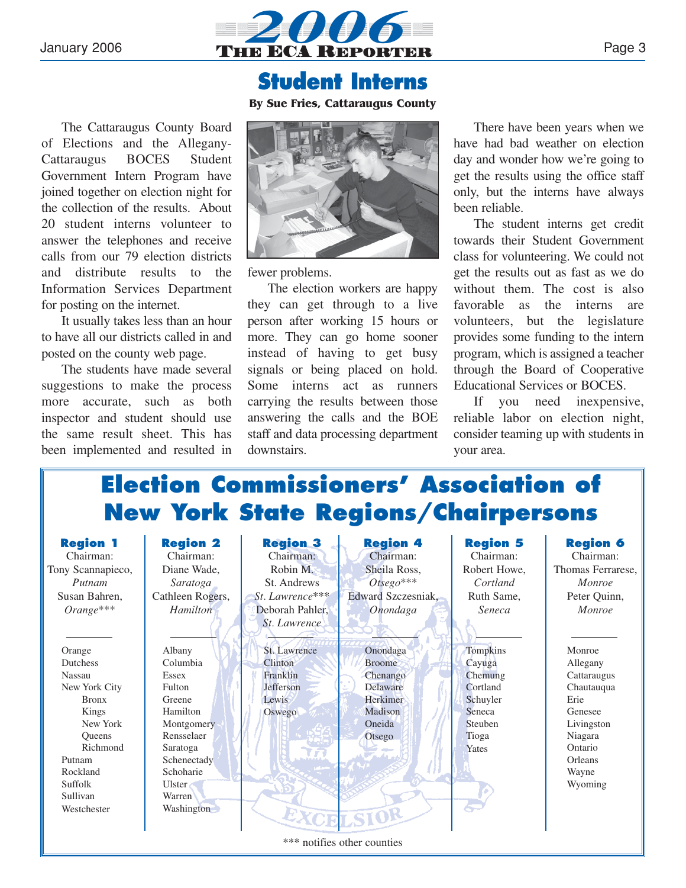# Student Interns

**By Sue Fries, Cattaraugus County**

The Cattaraugus County Board of Elections and the Allegany-Cattaraugus BOCES Student Government Intern Program have joined together on election night for the collection of the results. About 20 student interns volunteer to answer the telephones and receive calls from our 79 election districts and distribute results to the Information Services Department for posting on the internet.

It usually takes less than an hour to have all our districts called in and posted on the county web page.

The students have made several suggestions to make the process more accurate, such as both inspector and student should use the same result sheet. This has been implemented and resulted in fewer problems.

The election workers are happy they can get through to a live person after working 15 hours or more. They can go home sooner instead of having to get busy signals or being placed on hold. Some interns act as runners carrying the results between those answering the calls and the BOE staff and data processing department downstairs.

There have been years when we have had bad weather on election day and wonder how we're going to get the results using the office staff only, but the interns have always been reliable.

The student interns get credit towards their Student Government class for volunteering. We could not get the results out as fast as we do without them. The cost is also favorable as the interns are volunteers, but the legislature provides some funding to the intern program, which is assigned a teacher through the Board of Cooperative Educational Services or BOCES.

If you need inexpensive, reliable labor on election night, consider teaming up with students in your area.

# Election Commissioners' Association of New York State Regions/Chairpersons

| Region 1 | Region 2 | Region 3 | Region 4 | Region 5 | Region 6 |
|---|---|---|---|---|---|
| Chairman: Tony Scannapieco, *Putnam* | Chairman: Diane Wade, *Saratoga* | Chairman: Robin M. St. Andrews *St. Lawrence**** | Chairman: Sheila Ross, *Otsego**** | Chairman: Robert Howe, *Cortland* | Chairman: Thomas Ferrarese, *Monroe* |
| Susan Bahren, *Orange**** | Cathleen Rogers, *Hamilton* | Deborah Pahler, *St. Lawrence* | Edward Szczesniak, *Onondaga* | Ruth Same, *Seneca* | Peter Quinn, *Monroe* |
| Orange | Albany | St. Lawrence | Onondaga | Tompkins | Monroe |
| Dutchess | Columbia | Clinton | Broome | Cayuga | Allegany |
| Nassau | Essex | Franklin | Chenango | Chemung | Cattaraugus |
| New York City | Fulton | Jefferson | Delaware | Cortland | Chautauqua |
| Bronx | Greene | Lewis | Herkimer | Schuyler | Erie |
| Kings | Hamilton | Oswego | Madison | Seneca | Genesee |
| New York | Montgomery | | Oneida | Steuben | Livingston |
| Queens | Rensselaer | | Otsego | Tioga | Niagara |
| Richmond | Saratoga | | | Yates | Ontario |
| Putnam | Schenectady | | | | Orleans |
| Rockland | Schoharie | | | | Wayne |
| Suffolk | Ulster | | | | Wyoming |
| Sullivan | Warren | | | | |
| Westchester | Washington | | | | |

*** notifies other counties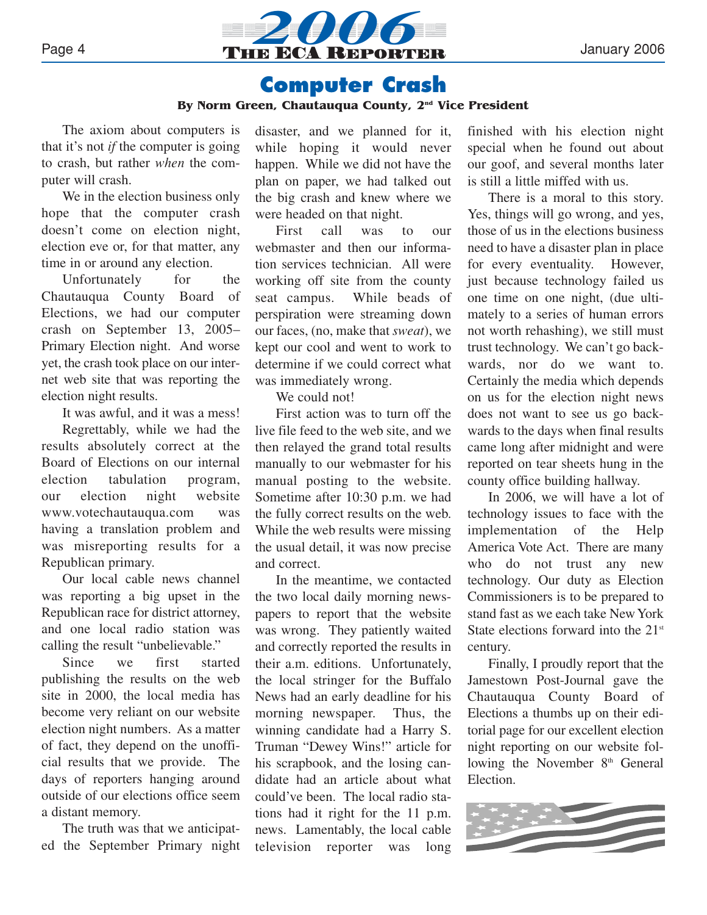# Computer Crash

**By Norm Green, Chautauqua County, 2nd Vice President**

The axiom about computers is that it's not *if* the computer is going to crash, but rather *when* the computer will crash.

We in the election business only hope that the computer crash doesn't come on election night, election eve or, for that matter, any time in or around any election.

Unfortunately for the Chautauqua County Board of Elections, we had our computer crash on September 13, 2005–Primary Election night. And worse yet, the crash took place on our internet web site that was reporting the election night results.

It was awful, and it was a mess!

Regrettably, while we had the results absolutely correct at the Board of Elections on our internal election tabulation program, our election night website www.votechautauqua.com was having a translation problem and was misreporting results for a Republican primary.

Our local cable news channel was reporting a big upset in the Republican race for district attorney, and one local radio station was calling the result "unbelievable."

Since we first started publishing the results on the web site in 2000, the local media has become very reliant on our website election night numbers. As a matter of fact, they depend on the unofficial results that we provide. The days of reporters hanging around outside of our elections office seem a distant memory.

The truth was that we anticipated the September Primary night disaster, and we planned for it, while hoping it would never happen. While we did not have the plan on paper, we had talked out the big crash and knew where we were headed on that night.

First call was to our webmaster and then our information services technician. All were working off site from the county seat campus. While beads of perspiration were streaming down our faces, (no, make that *sweat*), we kept our cool and went to work to determine if we could correct what was immediately wrong.

We could not!

First action was to turn off the live file feed to the web site, and we then relayed the grand total results manually to our webmaster for his manual posting to the website. Sometime after 10:30 p.m. we had the fully correct results on the web. While the web results were missing the usual detail, it was now precise and correct.

In the meantime, we contacted the two local daily morning newspapers to report that the website was wrong. They patiently waited and correctly reported the results in their a.m. editions. Unfortunately, the local stringer for the Buffalo News had an early deadline for his morning newspaper. Thus, the winning candidate had a Harry S. Truman "Dewey Wins!" article for his scrapbook, and the losing candidate had an article about what could've been. The local radio stations had it right for the 11 p.m. news. Lamentably, the local cable television reporter was long finished with his election night special when he found out about our goof, and several months later is still a little miffed with us.

There is a moral to this story. Yes, things will go wrong, and yes, those of us in the elections business need to have a disaster plan in place for every eventuality. However, just because technology failed us one time on one night, (due ultimately to a series of human errors not worth rehashing), we still must trust technology. We can't go backwards, nor do we want to. Certainly the media which depends on us for the election night news does not want to see us go backwards to the days when final results came long after midnight and were reported on tear sheets hung in the county office building hallway.

In 2006, we will have a lot of technology issues to face with the implementation of the Help America Vote Act. There are many who do not trust any new technology. Our duty as Election Commissioners is to be prepared to stand fast as we each take New York State elections forward into the 21st century.

Finally, I proudly report that the Jamestown Post-Journal gave the Chautauqua County Board of Elections a thumbs up on their editorial page for our excellent election night reporting on our website following the November 8th General Election.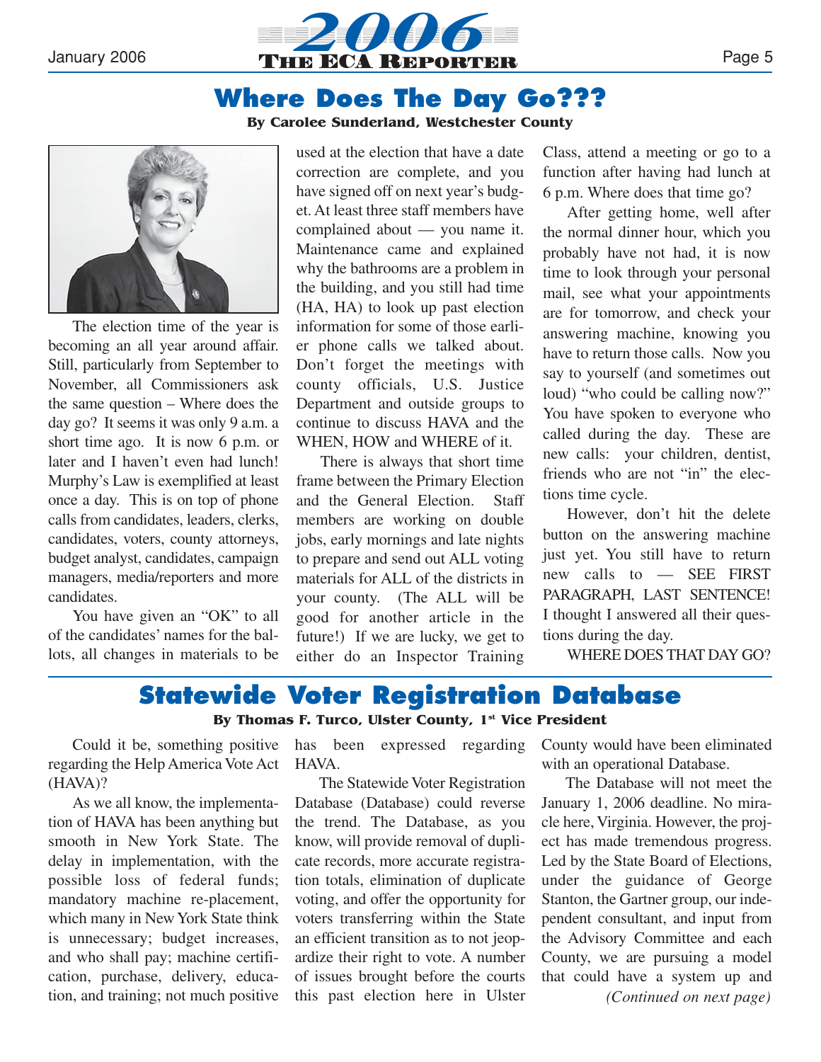## Where Does The Day Go???

**By Carolee Sunderland, Westchester County**

The election time of the year is becoming an all year around affair. Still, particularly from September to November, all Commissioners ask the same question – Where does the day go? It seems it was only 9 a.m. a short time ago. It is now 6 p.m. or later and I haven't even had lunch! Murphy's Law is exemplified at least once a day. This is on top of phone calls from candidates, leaders, clerks, candidates, voters, county attorneys, budget analyst, candidates, campaign managers, media/reporters and more candidates.

You have given an "OK" to all of the candidates' names for the ballots, all changes in materials to be used at the election that have a date correction are complete, and you have signed off on next year's budget. At least three staff members have complained about — you name it. Maintenance came and explained why the bathrooms are a problem in the building, and you still had time (HA, HA) to look up past election information for some of those earlier phone calls we talked about. Don't forget the meetings with county officials, U.S. Justice Department and outside groups to continue to discuss HAVA and the WHEN, HOW and WHERE of it.

There is always that short time frame between the Primary Election and the General Election. Staff members are working on double jobs, early mornings and late nights to prepare and send out ALL voting materials for ALL of the districts in your county. (The ALL will be good for another article in the future!) If we are lucky, we get to either do an Inspector Training Class, attend a meeting or go to a function after having had lunch at 6 p.m. Where does that time go?

After getting home, well after the normal dinner hour, which you probably have not had, it is now time to look through your personal mail, see what your appointments are for tomorrow, and check your answering machine, knowing you have to return those calls. Now you say to yourself (and sometimes out loud) "who could be calling now?" You have spoken to everyone who called during the day. These are new calls: your children, dentist, friends who are not "in" the elections time cycle.

However, don't hit the delete button on the answering machine just yet. You still have to return new calls to — SEE FIRST PARAGRAPH, LAST SENTENCE! I thought I answered all their questions during the day.

WHERE DOES THAT DAY GO?

## Statewide Voter Registration Database

**By Thomas F. Turco, Ulster County, 1st Vice President**

Could it be, something positive regarding the Help America Vote Act (HAVA)?

As we all know, the implementation of HAVA has been anything but smooth in New York State. The delay in implementation, with the possible loss of federal funds; mandatory machine re-placement, which many in New York State think is unnecessary; budget increases, and who shall pay; machine certification, purchase, delivery, education, and training; not much positive has been expressed regarding HAVA.

The Statewide Voter Registration Database (Database) could reverse the trend. The Database, as you know, will provide removal of duplicate records, more accurate registration totals, elimination of duplicate voting, and offer the opportunity for voters transferring within the State an efficient transition as to not jeopardize their right to vote. A number of issues brought before the courts this past election here in Ulster County would have been eliminated with an operational Database.

The Database will not meet the January 1, 2006 deadline. No miracle here, Virginia. However, the project has made tremendous progress. Led by the State Board of Elections, under the guidance of George Stanton, the Gartner group, our independent consultant, and input from the Advisory Committee and each County, we are pursuing a model that could have a system up and

*(Continued on next page)*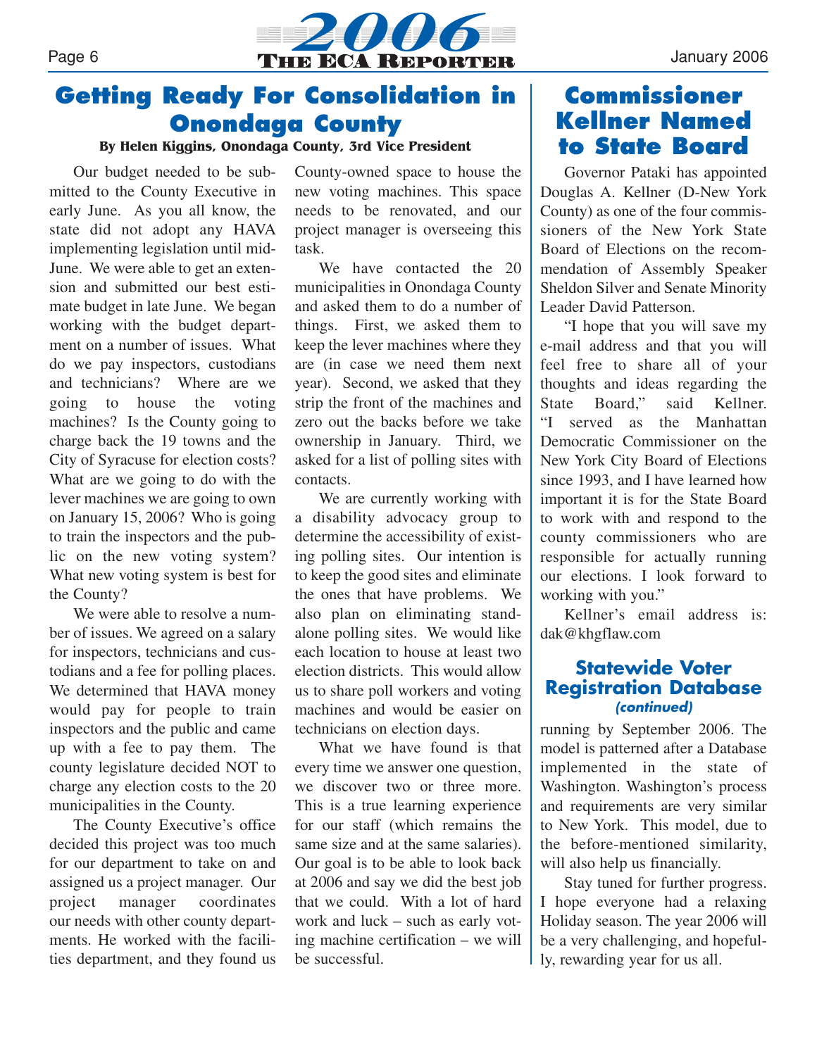# Getting Ready For Consolidation in Onondaga County

**By Helen Kiggins, Onondaga County, 3rd Vice President**

Our budget needed to be submitted to the County Executive in early June. As you all know, the state did not adopt any HAVA implementing legislation until mid-June. We were able to get an extension and submitted our best estimate budget in late June. We began working with the budget department on a number of issues. What do we pay inspectors, custodians and technicians? Where are we going to house the voting machines? Is the County going to charge back the 19 towns and the City of Syracuse for election costs? What are we going to do with the lever machines we are going to own on January 15, 2006? Who is going to train the inspectors and the public on the new voting system? What new voting system is best for the County?

We were able to resolve a number of issues. We agreed on a salary for inspectors, technicians and custodians and a fee for polling places. We determined that HAVA money would pay for people to train inspectors and the public and came up with a fee to pay them. The county legislature decided NOT to charge any election costs to the 20 municipalities in the County.

The County Executive's office decided this project was too much for our department to take on and assigned us a project manager. Our project manager coordinates our needs with other county departments. He worked with the facilities department, and they found us County-owned space to house the new voting machines. This space needs to be renovated, and our project manager is overseeing this task.

We have contacted the 20 municipalities in Onondaga County and asked them to do a number of things. First, we asked them to keep the lever machines where they are (in case we need them next year). Second, we asked that they strip the front of the machines and zero out the backs before we take ownership in January. Third, we asked for a list of polling sites with contacts.

We are currently working with a disability advocacy group to determine the accessibility of existing polling sites. Our intention is to keep the good sites and eliminate the ones that have problems. We also plan on eliminating standalone polling sites. We would like each location to house at least two election districts. This would allow us to share poll workers and voting machines and would be easier on technicians on election days.

What we have found is that every time we answer one question, we discover two or three more. This is a true learning experience for our staff (which remains the same size and at the same salaries). Our goal is to be able to look back at 2006 and say we did the best job that we could. With a lot of hard work and luck – such as early voting machine certification – we will be successful.

# Commissioner Kellner Named to State Board

Governor Pataki has appointed Douglas A. Kellner (D-New York County) as one of the four commissioners of the New York State Board of Elections on the recommendation of Assembly Speaker Sheldon Silver and Senate Minority Leader David Patterson.

"I hope that you will save my e-mail address and that you will feel free to share all of your thoughts and ideas regarding the State Board," said Kellner. "I served as the Manhattan Democratic Commissioner on the New York City Board of Elections since 1993, and I have learned how important it is for the State Board to work with and respond to the county commissioners who are responsible for actually running our elections. I look forward to working with you."

Kellner's email address is: dak@khgflaw.com

## Statewide Voter Registration Database

***(continued)***

running by September 2006. The model is patterned after a Database implemented in the state of Washington. Washington's process and requirements are very similar to New York. This model, due to the before-mentioned similarity, will also help us financially.

Stay tuned for further progress. I hope everyone had a relaxing Holiday season. The year 2006 will be a very challenging, and hopefully, rewarding year for us all.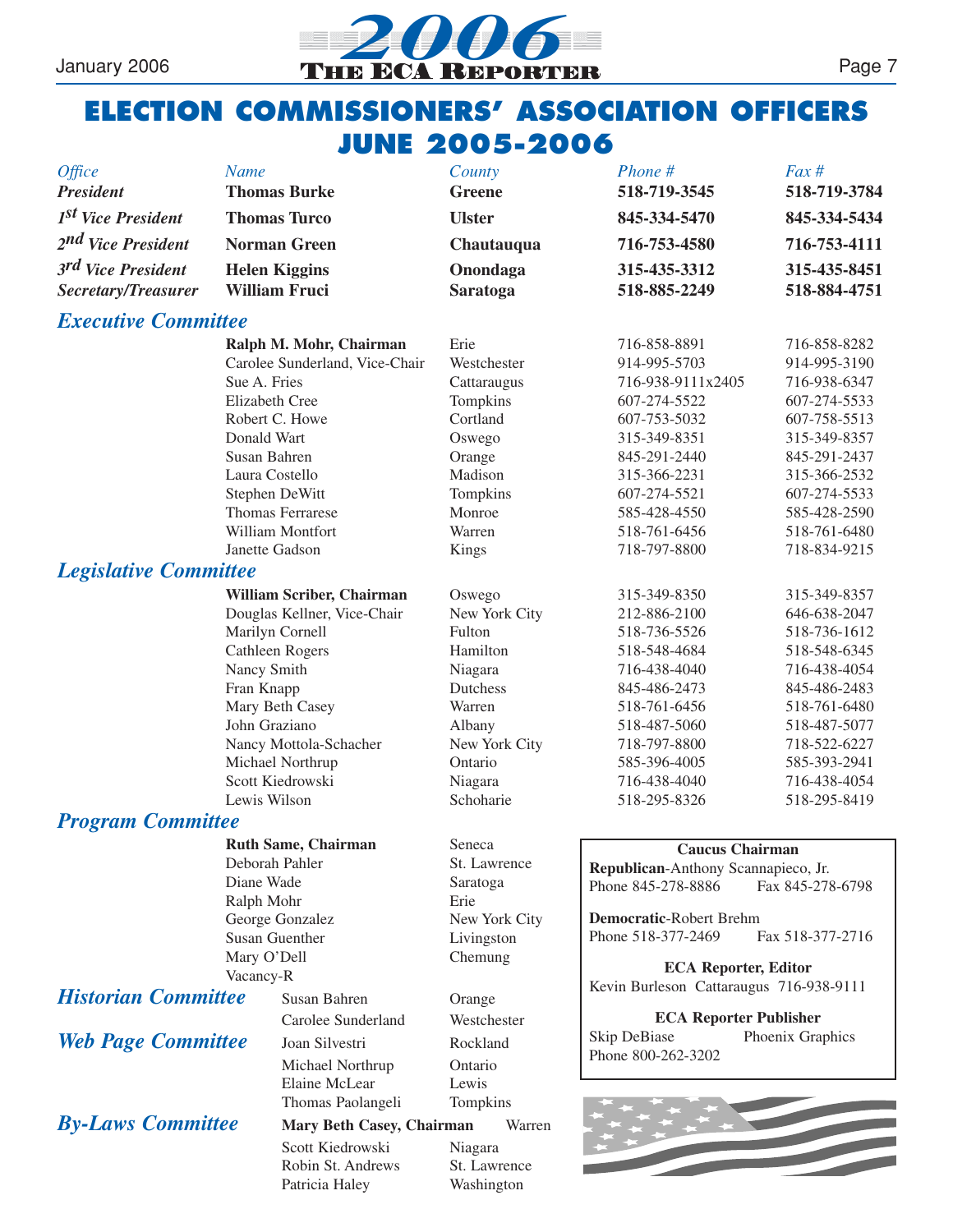# ELECTION COMMISSIONERS' ASSOCIATION OFFICERS JUNE 2005-2006

| *Office* | *Name* | *County* | *Phone #* | *Fax #* |
|---|---|---|---|---|
| ***President*** | **Thomas Burke** | **Greene** | **518-719-3545** | **518-719-3784** |
| ***1st Vice President*** | **Thomas Turco** | **Ulster** | **845-334-5470** | **845-334-5434** |
| ***2nd Vice President*** | **Norman Green** | **Chautauqua** | **716-753-4580** | **716-753-4111** |
| ***3rd Vice President*** | **Helen Kiggins** | **Onondaga** | **315-435-3312** | **315-435-8451** |
| ***Secretary/Treasurer*** | **William Fruci** | **Saratoga** | **518-885-2249** | **518-884-4751** |

## *Executive Committee*

| Name | County | Phone # | Fax # |
|---|---|---|---|
| **Ralph M. Mohr, Chairman** | Erie | 716-858-8891 | 716-858-8282 |
| Carolee Sunderland, Vice-Chair | Westchester | 914-995-5703 | 914-995-3190 |
| Sue A. Fries | Cattaraugus | 716-938-9111x2405 | 716-938-6347 |
| Elizabeth Cree | Tompkins | 607-274-5522 | 607-274-5533 |
| Robert C. Howe | Cortland | 607-753-5032 | 607-758-5513 |
| Donald Wart | Oswego | 315-349-8351 | 315-349-8357 |
| Susan Bahren | Orange | 845-291-2440 | 845-291-2437 |
| Laura Costello | Madison | 315-366-2231 | 315-366-2532 |
| Stephen DeWitt | Tompkins | 607-274-5521 | 607-274-5533 |
| Thomas Ferrarese | Monroe | 585-428-4550 | 585-428-2590 |
| William Montfort | Warren | 518-761-6456 | 518-761-6480 |
| Janette Gadson | Kings | 718-797-8800 | 718-834-9215 |

## *Legislative Committee*

| Name | County | Phone # | Fax # |
|---|---|---|---|
| **William Scriber, Chairman** | Oswego | 315-349-8350 | 315-349-8357 |
| Douglas Kellner, Vice-Chair | New York City | 212-886-2100 | 646-638-2047 |
| Marilyn Cornell | Fulton | 518-736-5526 | 518-736-1612 |
| Cathleen Rogers | Hamilton | 518-548-4684 | 518-548-6345 |
| Nancy Smith | Niagara | 716-438-4040 | 716-438-4054 |
| Fran Knapp | Dutchess | 845-486-2473 | 845-486-2483 |
| Mary Beth Casey | Warren | 518-761-6456 | 518-761-6480 |
| John Graziano | Albany | 518-487-5060 | 518-487-5077 |
| Nancy Mottola-Schacher | New York City | 718-797-8800 | 718-522-6227 |
| Michael Northrup | Ontario | 585-396-4005 | 585-393-2941 |
| Scott Kiedrowski | Niagara | 716-438-4040 | 716-438-4054 |
| Lewis Wilson | Schoharie | 518-295-8326 | 518-295-8419 |

## *Program Committee*

| Name | County |
|---|---|
| **Ruth Same, Chairman** | Seneca |
| Deborah Pahler | St. Lawrence |
| Diane Wade | Saratoga |
| Ralph Mohr | Erie |
| George Gonzalez | New York City |
| Susan Guenther | Livingston |
| Mary O'Dell | Chemung |
| Vacancy-R | |

## *Historian Committee*

| Name | County |
|---|---|
| Susan Bahren | Orange |
| Carolee Sunderland | Westchester |

## *Web Page Committee*

| Name | County |
|---|---|
| Joan Silvestri | Rockland |
| Michael Northrup | Ontario |
| Elaine McLear | Lewis |
| Thomas Paolangeli | Tompkins |

## *By-Laws Committee*

| Name | County |
|---|---|
| **Mary Beth Casey, Chairman** | Warren |
| Scott Kiedrowski | Niagara |
| Robin St. Andrews | St. Lawrence |
| Patricia Haley | Washington |

**Caucus Chairman**

**Republican**-Anthony Scannapieco, Jr.
Phone 845-278-8886 Fax 845-278-6798

**Democratic**-Robert Brehm
Phone 518-377-2469 Fax 518-377-2716

**ECA Reporter, Editor**
Kevin Burleson Cattaraugus 716-938-9111

**ECA Reporter Publisher**
Skip DeBiase Phoenix Graphics
Phone 800-262-3202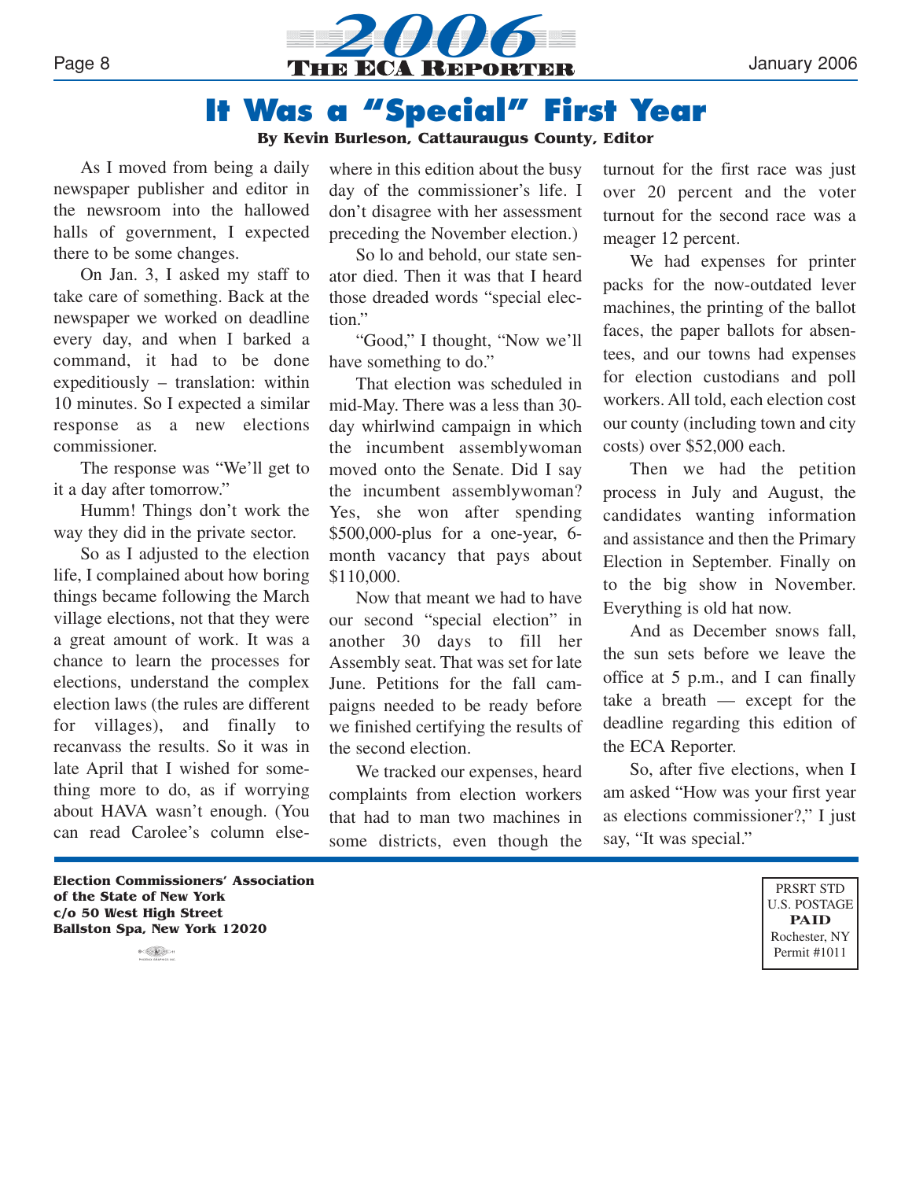# It Was a "Special" First Year

**By Kevin Burleson, Cattauraugus County, Editor**

As I moved from being a daily newspaper publisher and editor in the newsroom into the hallowed halls of government, I expected there to be some changes.

On Jan. 3, I asked my staff to take care of something. Back at the newspaper we worked on deadline every day, and when I barked a command, it had to be done expeditiously – translation: within 10 minutes. So I expected a similar response as a new elections commissioner.

The response was "We'll get to it a day after tomorrow."

Humm! Things don't work the way they did in the private sector.

So as I adjusted to the election life, I complained about how boring things became following the March village elections, not that they were a great amount of work. It was a chance to learn the processes for elections, understand the complex election laws (the rules are different for villages), and finally to recanvass the results. So it was in late April that I wished for something more to do, as if worrying about HAVA wasn't enough. (You can read Carolee's column elsewhere in this edition about the busy day of the commissioner's life. I don't disagree with her assessment preceding the November election.)

So lo and behold, our state senator died. Then it was that I heard those dreaded words "special election."

"Good," I thought, "Now we'll have something to do."

That election was scheduled in mid-May. There was a less than 30-day whirlwind campaign in which the incumbent assemblywoman moved onto the Senate. Did I say the incumbent assemblywoman? Yes, she won after spending $500,000-plus for a one-year, 6-month vacancy that pays about $110,000.

Now that meant we had to have our second "special election" in another 30 days to fill her Assembly seat. That was set for late June. Petitions for the fall campaigns needed to be ready before we finished certifying the results of the second election.

We tracked our expenses, heard complaints from election workers that had to man two machines in some districts, even though the turnout for the first race was just over 20 percent and the voter turnout for the second race was a meager 12 percent.

We had expenses for printer packs for the now-outdated lever machines, the printing of the ballot faces, the paper ballots for absentees, and our towns had expenses for election custodians and poll workers. All told, each election cost our county (including town and city costs) over $52,000 each.

Then we had the petition process in July and August, the candidates wanting information and assistance and then the Primary Election in September. Finally on to the big show in November. Everything is old hat now.

And as December snows fall, the sun sets before we leave the office at 5 p.m., and I can finally take a breath — except for the deadline regarding this edition of the ECA Reporter.

So, after five elections, when I am asked "How was your first year as elections commissioner?," I just say, "It was special."

---

**Election Commissioners' Association**
**of the State of New York**
**c/o 50 West High Street**
**Ballston Spa, New York 12020**

PRSRT STD
U.S. POSTAGE
**PAID**
Rochester, NY
Permit #1011